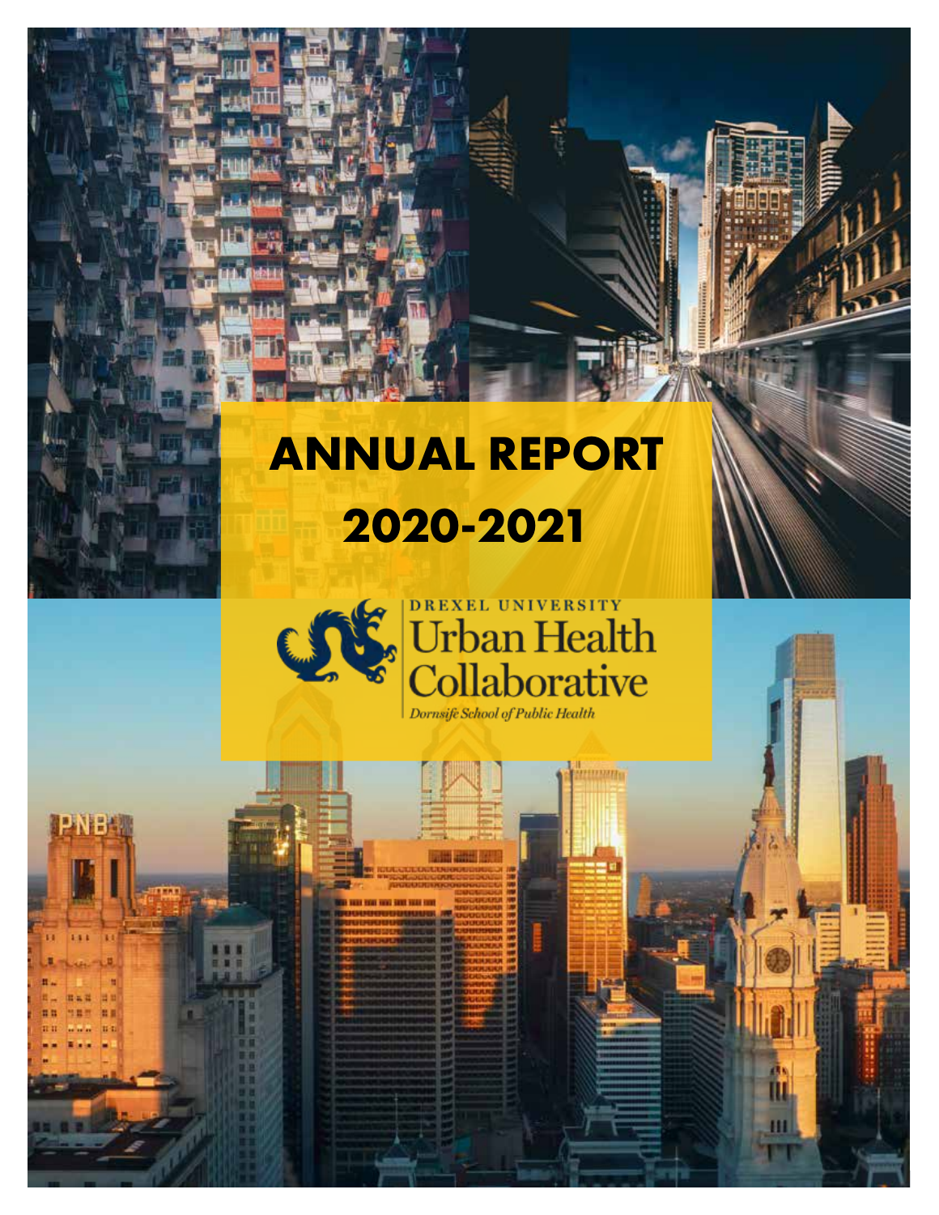# ANNUAL REPORT 2020-2021

DREXEL UNIVERSITY

Urban Health Collaborative

*Dornsife School of Public Health*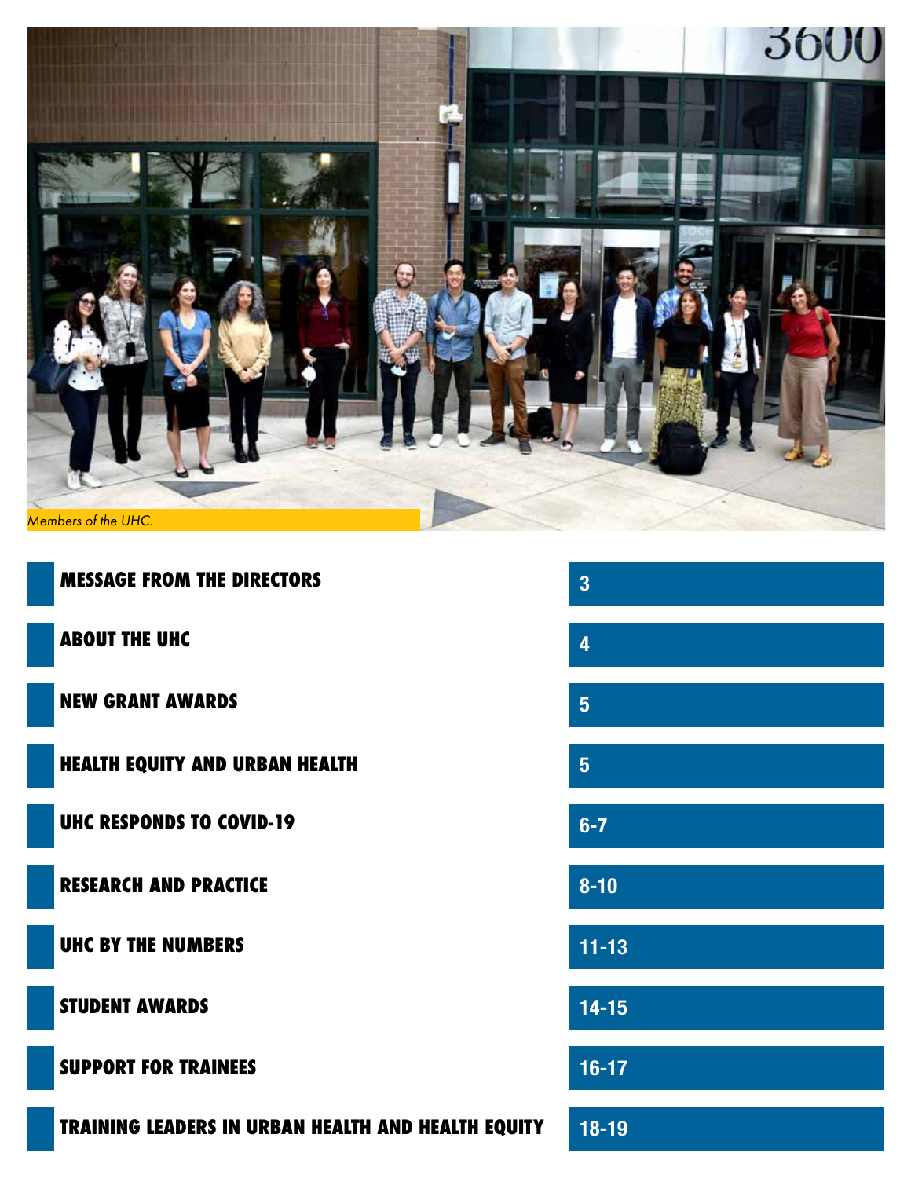Members of the UHC.

| | |
|---|---|
| MESSAGE FROM THE DIRECTORS | 3 |
| ABOUT THE UHC | 4 |
| NEW GRANT AWARDS | 5 |
| HEALTH EQUITY AND URBAN HEALTH | 5 |
| UHC RESPONDS TO COVID-19 | 6-7 |
| RESEARCH AND PRACTICE | 8-10 |
| UHC BY THE NUMBERS | 11-13 |
| STUDENT AWARDS | 14-15 |
| SUPPORT FOR TRAINEES | 16-17 |
| TRAINING LEADERS IN URBAN HEALTH AND HEALTH EQUITY | 18-19 |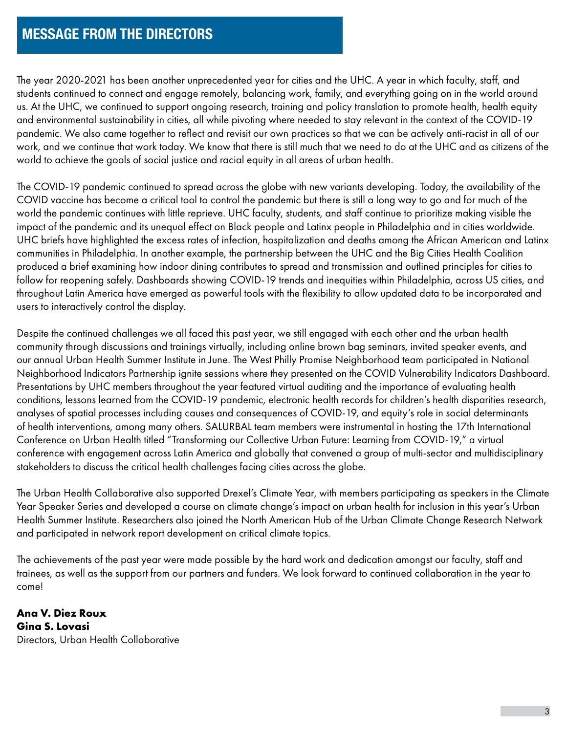## MESSAGE FROM THE DIRECTORS

The year 2020-2021 has been another unprecedented year for cities and the UHC. A year in which faculty, staff, and students continued to connect and engage remotely, balancing work, family, and everything going on in the world around us. At the UHC, we continued to support ongoing research, training and policy translation to promote health, health equity and environmental sustainability in cities, all while pivoting where needed to stay relevant in the context of the COVID-19 pandemic. We also came together to reflect and revisit our own practices so that we can be actively anti-racist in all of our work, and we continue that work today. We know that there is still much that we need to do at the UHC and as citizens of the world to achieve the goals of social justice and racial equity in all areas of urban health.

The COVID-19 pandemic continued to spread across the globe with new variants developing. Today, the availability of the COVID vaccine has become a critical tool to control the pandemic but there is still a long way to go and for much of the world the pandemic continues with little reprieve. UHC faculty, students, and staff continue to prioritize making visible the impact of the pandemic and its unequal effect on Black people and Latinx people in Philadelphia and in cities worldwide. UHC briefs have highlighted the excess rates of infection, hospitalization and deaths among the African American and Latinx communities in Philadelphia. In another example, the partnership between the UHC and the Big Cities Health Coalition produced a brief examining how indoor dining contributes to spread and transmission and outlined principles for cities to follow for reopening safely. Dashboards showing COVID-19 trends and inequities within Philadelphia, across US cities, and throughout Latin America have emerged as powerful tools with the flexibility to allow updated data to be incorporated and users to interactively control the display.

Despite the continued challenges we all faced this past year, we still engaged with each other and the urban health community through discussions and trainings virtually, including online brown bag seminars, invited speaker events, and our annual Urban Health Summer Institute in June. The West Philly Promise Neighborhood team participated in National Neighborhood Indicators Partnership ignite sessions where they presented on the COVID Vulnerability Indicators Dashboard. Presentations by UHC members throughout the year featured virtual auditing and the importance of evaluating health conditions, lessons learned from the COVID-19 pandemic, electronic health records for children's health disparities research, analyses of spatial processes including causes and consequences of COVID-19, and equity's role in social determinants of health interventions, among many others. SALURBAL team members were instrumental in hosting the 17th International Conference on Urban Health titled "Transforming our Collective Urban Future: Learning from COVID-19," a virtual conference with engagement across Latin America and globally that convened a group of multi-sector and multidisciplinary stakeholders to discuss the critical health challenges facing cities across the globe.

The Urban Health Collaborative also supported Drexel's Climate Year, with members participating as speakers in the Climate Year Speaker Series and developed a course on climate change's impact on urban health for inclusion in this year's Urban Health Summer Institute. Researchers also joined the North American Hub of the Urban Climate Change Research Network and participated in network report development on critical climate topics.

The achievements of the past year were made possible by the hard work and dedication amongst our faculty, staff and trainees, as well as the support from our partners and funders. We look forward to continued collaboration in the year to come!

**Ana V. Diez Roux**
**Gina S. Lovasi**
Directors, Urban Health Collaborative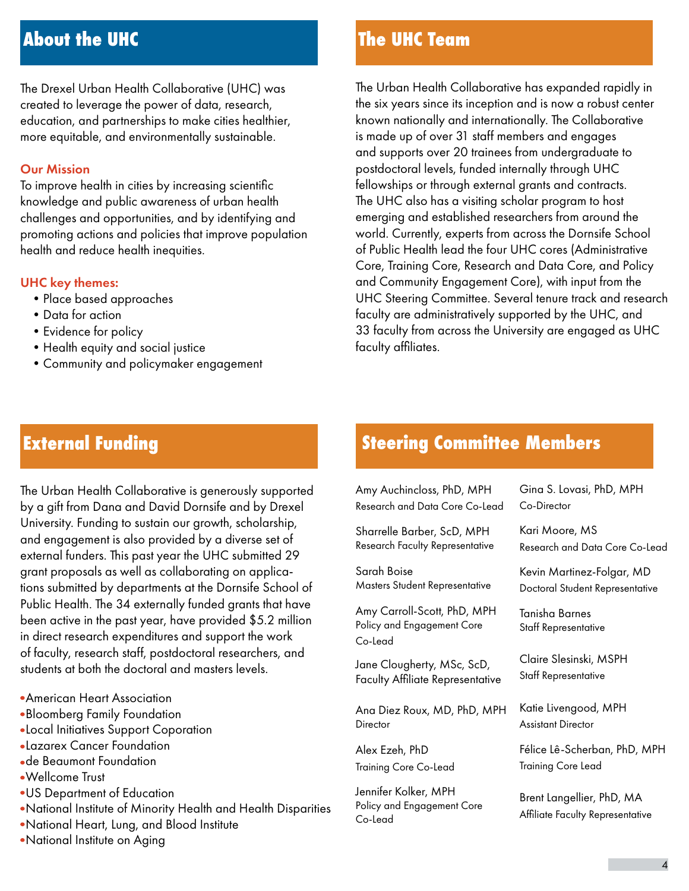## About the UHC

The Drexel Urban Health Collaborative (UHC) was created to leverage the power of data, research, education, and partnerships to make cities healthier, more equitable, and environmentally sustainable.

### Our Mission

To improve health in cities by increasing scientific knowledge and public awareness of urban health challenges and opportunities, and by identifying and promoting actions and policies that improve population health and reduce health inequities.

### UHC key themes:

- Place based approaches
- Data for action
- Evidence for policy
- Health equity and social justice
- Community and policymaker engagement

## The UHC Team

The Urban Health Collaborative has expanded rapidly in the six years since its inception and is now a robust center known nationally and internationally. The Collaborative is made up of over 31 staff members and engages and supports over 20 trainees from undergraduate to postdoctoral levels, funded internally through UHC fellowships or through external grants and contracts. The UHC also has a visiting scholar program to host emerging and established researchers from around the world. Currently, experts from across the Dornsife School of Public Health lead the four UHC cores (Administrative Core, Training Core, Research and Data Core, and Policy and Community Engagement Core), with input from the UHC Steering Committee. Several tenure track and research faculty are administratively supported by the UHC, and 33 faculty from across the University are engaged as UHC faculty affiliates.

## External Funding

The Urban Health Collaborative is generously supported by a gift from Dana and David Dornsife and by Drexel University. Funding to sustain our growth, scholarship, and engagement is also provided by a diverse set of external funders. This past year the UHC submitted 29 grant proposals as well as collaborating on applications submitted by departments at the Dornsife School of Public Health. The 34 externally funded grants that have been active in the past year, have provided $5.2 million in direct research expenditures and support the work of faculty, research staff, postdoctoral researchers, and students at both the doctoral and masters levels.

- American Heart Association
- Bloomberg Family Foundation
- Local Initiatives Support Coporation
- Lazarex Cancer Foundation
- de Beaumont Foundation
- Wellcome Trust
- US Department of Education
- National Institute of Minority Health and Health Disparities
- National Heart, Lung, and Blood Institute
- National Institute on Aging

## Steering Committee Members

Amy Auchincloss, PhD, MPH
Research and Data Core Co-Lead

Sharrelle Barber, ScD, MPH
Research Faculty Representative

Sarah Boise
Masters Student Representative

Amy Carroll-Scott, PhD, MPH
Policy and Engagement Core Co-Lead

Jane Clougherty, MSc, ScD,
Faculty Affiliate Representative

Ana Diez Roux, MD, PhD, MPH
Director

Alex Ezeh, PhD
Training Core Co-Lead

Jennifer Kolker, MPH
Policy and Engagement Core Co-Lead

Gina S. Lovasi, PhD, MPH
Co-Director

Kari Moore, MS
Research and Data Core Co-Lead

Kevin Martinez-Folgar, MD
Doctoral Student Representative

Tanisha Barnes
Staff Representative

Claire Slesinski, MSPH
Staff Representative

Katie Livengood, MPH
Assistant Director

Félice Lê-Scherban, PhD, MPH
Training Core Lead

Brent Langellier, PhD, MA
Affiliate Faculty Representative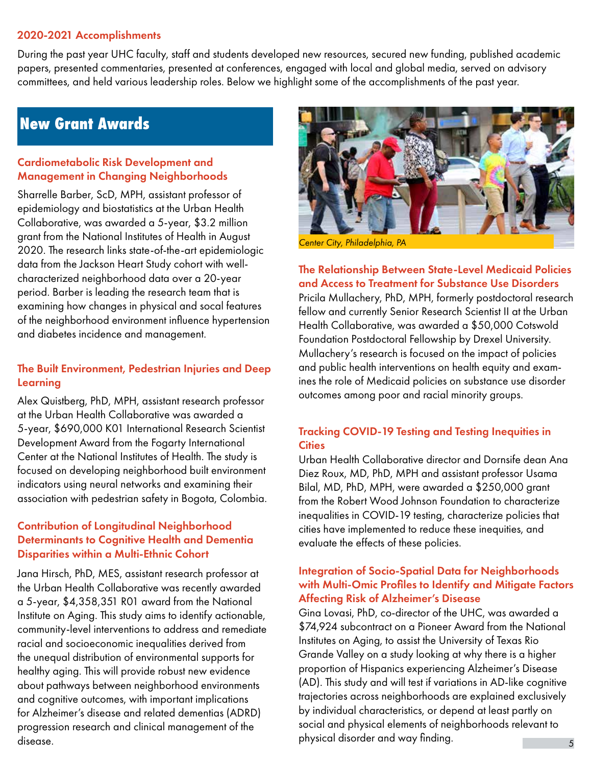## 2020-2021 Accomplishments

During the past year UHC faculty, staff and students developed new resources, secured new funding, published academic papers, presented commentaries, presented at conferences, engaged with local and global media, served on advisory committees, and held various leadership roles. Below we highlight some of the accomplishments of the past year.

# New Grant Awards

### Cardiometabolic Risk Development and Management in Changing Neighborhoods

Sharrelle Barber, ScD, MPH, assistant professor of epidemiology and biostatistics at the Urban Health Collaborative, was awarded a 5-year, $3.2 million grant from the National Institutes of Health in August 2020. The research links state-of-the-art epidemiologic data from the Jackson Heart Study cohort with well-characterized neighborhood data over a 20-year period. Barber is leading the research team that is examining how changes in physical and socal features of the neighborhood environment influence hypertension and diabetes incidence and management.

### The Built Environment, Pedestrian Injuries and Deep Learning

Alex Quistberg, PhD, MPH, assistant research professor at the Urban Health Collaborative was awarded a 5-year, $690,000 K01 International Research Scientist Development Award from the Fogarty International Center at the National Institutes of Health. The study is focused on developing neighborhood built environment indicators using neural networks and examining their association with pedestrian safety in Bogota, Colombia.

### Contribution of Longitudinal Neighborhood Determinants to Cognitive Health and Dementia Disparities within a Multi-Ethnic Cohort

Jana Hirsch, PhD, MES, assistant research professor at the Urban Health Collaborative was recently awarded a 5-year, $4,358,351 R01 award from the National Institute on Aging. This study aims to identify actionable, community-level interventions to address and remediate racial and socioeconomic inequalities derived from the unequal distribution of environmental supports for healthy aging. This will provide robust new evidence about pathways between neighborhood environments and cognitive outcomes, with important implications for Alzheimer's disease and related dementias (ADRD) progression research and clinical management of the disease.

*Center City, Philadelphia, PA*

### The Relationship Between State-Level Medicaid Policies and Access to Treatment for Substance Use Disorders

Pricila Mullachery, PhD, MPH, formerly postdoctoral research fellow and currently Senior Research Scientist II at the Urban Health Collaborative, was awarded a $50,000 Cotswold Foundation Postdoctoral Fellowship by Drexel University. Mullachery's research is focused on the impact of policies and public health interventions on health equity and examines the role of Medicaid policies on substance use disorder outcomes among poor and racial minority groups.

### Tracking COVID-19 Testing and Testing Inequities in Cities

Urban Health Collaborative director and Dornsife dean Ana Diez Roux, MD, PhD, MPH and assistant professor Usama Bilal, MD, PhD, MPH, were awarded a $250,000 grant from the Robert Wood Johnson Foundation to characterize inequalities in COVID-19 testing, characterize policies that cities have implemented to reduce these inequities, and evaluate the effects of these policies.

### Integration of Socio-Spatial Data for Neighborhoods with Multi-Omic Profiles to Identify and Mitigate Factors Affecting Risk of Alzheimer's Disease

Gina Lovasi, PhD, co-director of the UHC, was awarded a $74,924 subcontract on a Pioneer Award from the National Institutes on Aging, to assist the University of Texas Rio Grande Valley on a study looking at why there is a higher proportion of Hispanics experiencing Alzheimer's Disease (AD). This study and will test if variations in AD-like cognitive trajectories across neighborhoods are explained exclusively by individual characteristics, or depend at least partly on social and physical elements of neighborhoods relevant to physical disorder and way finding.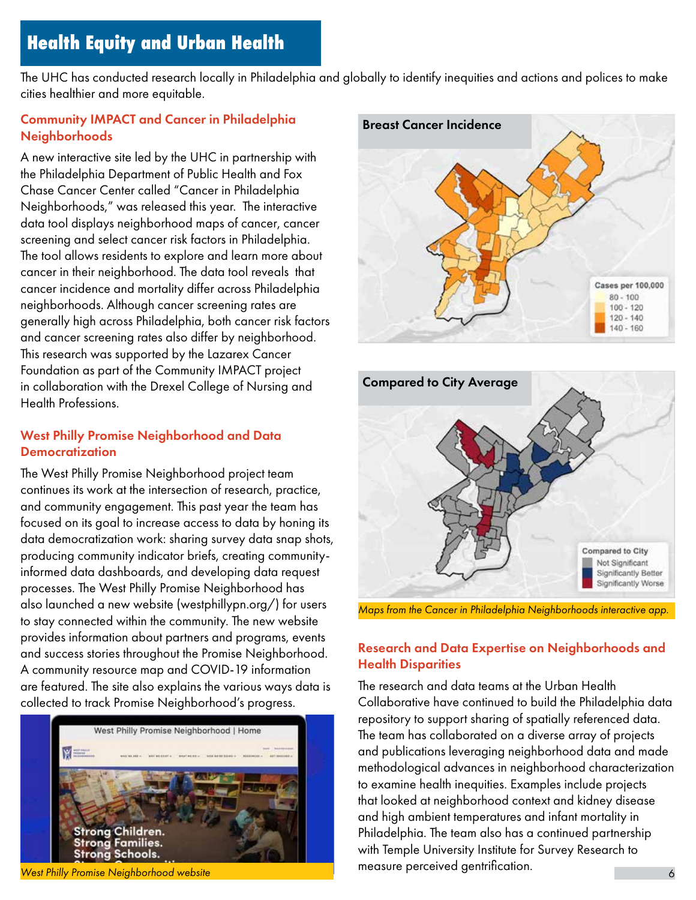# Health Equity and Urban Health

The UHC has conducted research locally in Philadelphia and globally to identify inequities and actions and polices to make cities healthier and more equitable.

## Community IMPACT and Cancer in Philadelphia Neighborhoods

A new interactive site led by the UHC in partnership with the Philadelphia Department of Public Health and Fox Chase Cancer Center called "Cancer in Philadelphia Neighborhoods," was released this year. The interactive data tool displays neighborhood maps of cancer, cancer screening and select cancer risk factors in Philadelphia. The tool allows residents to explore and learn more about cancer in their neighborhood. The data tool reveals that cancer incidence and mortality differ across Philadelphia neighborhoods. Although cancer screening rates are generally high across Philadelphia, both cancer risk factors and cancer screening rates also differ by neighborhood. This research was supported by the Lazarex Cancer Foundation as part of the Community IMPACT project in collaboration with the Drexel College of Nursing and Health Professions.

Breast Cancer Incidence

Cases per 100,000
80 - 100
100 - 120
120 - 140
140 - 160

Compared to City Average

Compared to City
Not Significant
Significantly Better
Significantly Worse

*Maps from the Cancer in Philadelphia Neighborhoods interactive app.*

## West Philly Promise Neighborhood and Data Democratization

The West Philly Promise Neighborhood project team continues its work at the intersection of research, practice, and community engagement. This past year the team has focused on its goal to increase access to data by honing its data democratization work: sharing survey data snap shots, producing community indicator briefs, creating community-informed data dashboards, and developing data request processes. The West Philly Promise Neighborhood has also launched a new website (westphillypn.org/) for users to stay connected within the community. The new website provides information about partners and programs, events and success stories throughout the Promise Neighborhood. A community resource map and COVID-19 information are featured. The site also explains the various ways data is collected to track Promise Neighborhood's progress.

*West Philly Promise Neighborhood website*

## Research and Data Expertise on Neighborhoods and Health Disparities

The research and data teams at the Urban Health Collaborative have continued to build the Philadelphia data repository to support sharing of spatially referenced data. The team has collaborated on a diverse array of projects and publications leveraging neighborhood data and made methodological advances in neighborhood characterization to examine health inequities. Examples include projects that looked at neighborhood context and kidney disease and high ambient temperatures and infant mortality in Philadelphia. The team also has a continued partnership with Temple University Institute for Survey Research to measure perceived gentrification.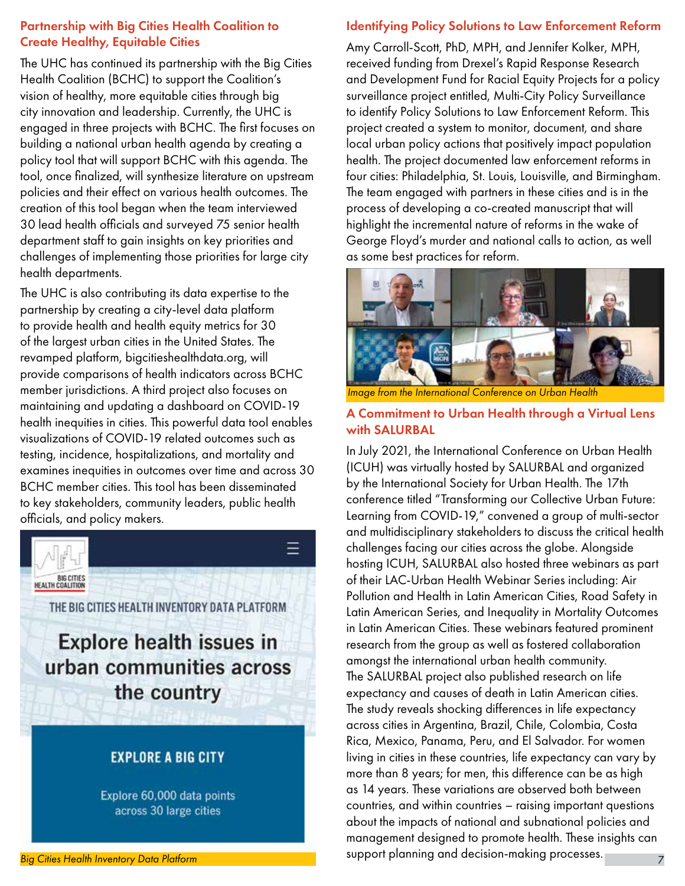## Partnership with Big Cities Health Coalition to Create Healthy, Equitable Cities

The UHC has continued its partnership with the Big Cities Health Coalition (BCHC) to support the Coalition's vision of healthy, more equitable cities through big city innovation and leadership. Currently, the UHC is engaged in three projects with BCHC. The first focuses on building a national urban health agenda by creating a policy tool that will support BCHC with this agenda. The tool, once finalized, will synthesize literature on upstream policies and their effect on various health outcomes. The creation of this tool began when the team interviewed 30 lead health officials and surveyed 75 senior health department staff to gain insights on key priorities and challenges of implementing those priorities for large city health departments.

The UHC is also contributing its data expertise to the partnership by creating a city-level data platform to provide health and health equity metrics for 30 of the largest urban cities in the United States. The revamped platform, bigcitieshealthdata.org, will provide comparisons of health indicators across BCHC member jurisdictions. A third project also focuses on maintaining and updating a dashboard on COVID-19 health inequities in cities. This powerful data tool enables visualizations of COVID-19 related outcomes such as testing, incidence, hospitalizations, and mortality and examines inequities in outcomes over time and across 30 BCHC member cities. This tool has been disseminated to key stakeholders, community leaders, public health officials, and policy makers.

BIG CITIES HEALTH COALITION

THE BIG CITIES HEALTH INVENTORY DATA PLATFORM

Explore health issues in urban communities across the country

EXPLORE A BIG CITY

Explore 60,000 data points across 30 large cities

*Big Cities Health Inventory Data Platform*

## Identifying Policy Solutions to Law Enforcement Reform

Amy Carroll-Scott, PhD, MPH, and Jennifer Kolker, MPH, received funding from Drexel's Rapid Response Research and Development Fund for Racial Equity Projects for a policy surveillance project entitled, Multi-City Policy Surveillance to identify Policy Solutions to Law Enforcement Reform. This project created a system to monitor, document, and share local urban policy actions that positively impact population health. The project documented law enforcement reforms in four cities: Philadelphia, St. Louis, Louisville, and Birmingham. The team engaged with partners in these cities and is in the process of developing a co-created manuscript that will highlight the incremental nature of reforms in the wake of George Floyd's murder and national calls to action, as well as some best practices for reform.

*Image from the International Conference on Urban Health*

## A Commitment to Urban Health through a Virtual Lens with SALURBAL

In July 2021, the International Conference on Urban Health (ICUH) was virtually hosted by SALURBAL and organized by the International Society for Urban Health. The 17th conference titled "Transforming our Collective Urban Future: Learning from COVID-19," convened a group of multi-sector and multidisciplinary stakeholders to discuss the critical health challenges facing our cities across the globe. Alongside hosting ICUH, SALURBAL also hosted three webinars as part of their LAC-Urban Health Webinar Series including: Air Pollution and Health in Latin American Cities, Road Safety in Latin American Series, and Inequality in Mortality Outcomes in Latin American Cities. These webinars featured prominent research from the group as well as fostered collaboration amongst the international urban health community.

The SALURBAL project also published research on life expectancy and causes of death in Latin American cities. The study reveals shocking differences in life expectancy across cities in Argentina, Brazil, Chile, Colombia, Costa Rica, Mexico, Panama, Peru, and El Salvador. For women living in cities in these countries, life expectancy can vary by more than 8 years; for men, this difference can be as high as 14 years. These variations are observed both between countries, and within countries – raising important questions about the impacts of national and subnational policies and management designed to promote health. These insights can support planning and decision-making processes.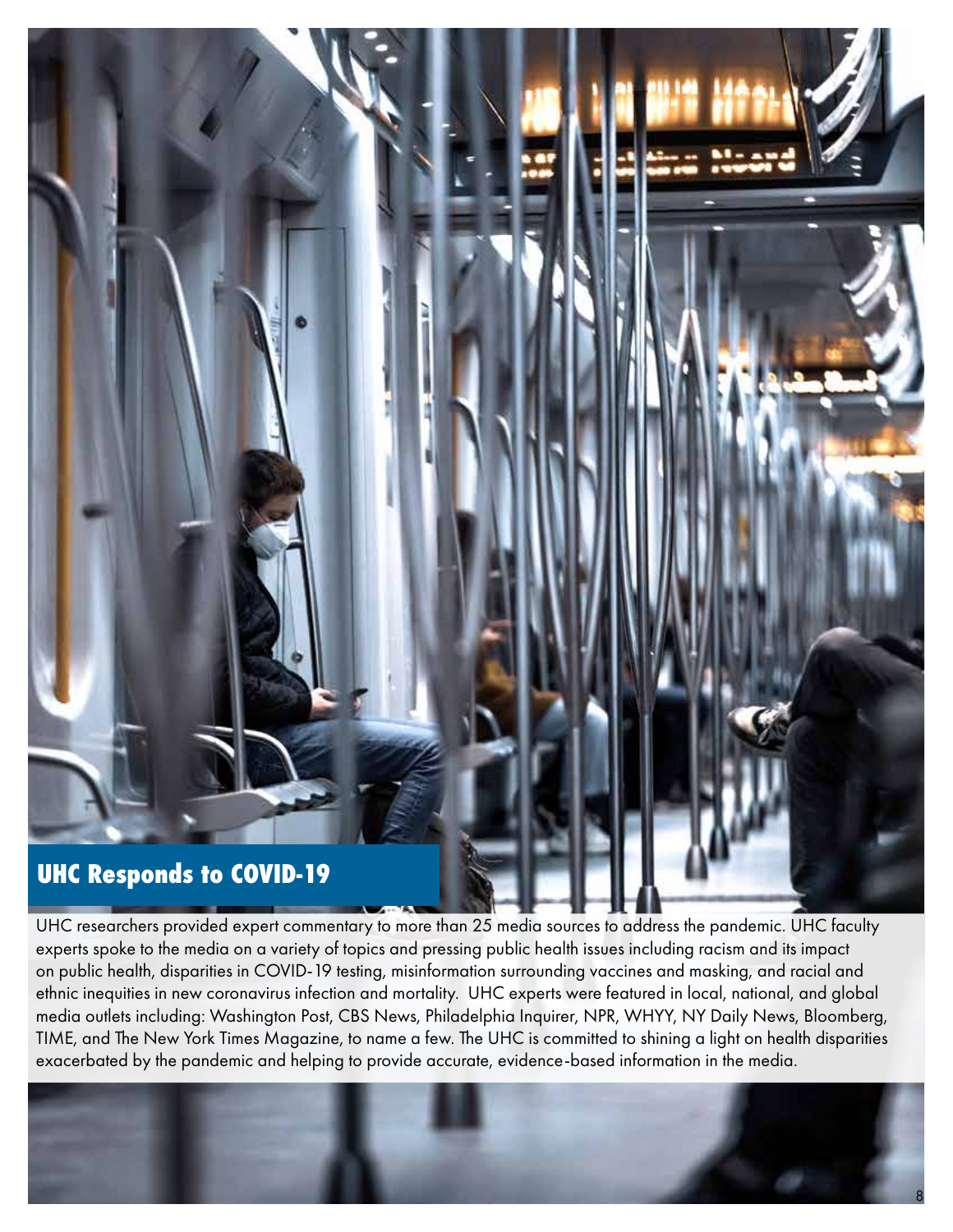## UHC Responds to COVID-19

UHC researchers provided expert commentary to more than 25 media sources to address the pandemic. UHC faculty experts spoke to the media on a variety of topics and pressing public health issues including racism and its impact on public health, disparities in COVID-19 testing, misinformation surrounding vaccines and masking, and racial and ethnic inequities in new coronavirus infection and mortality. UHC experts were featured in local, national, and global media outlets including: Washington Post, CBS News, Philadelphia Inquirer, NPR, WHYY, NY Daily News, Bloomberg, TIME, and The New York Times Magazine, to name a few. The UHC is committed to shining a light on health disparities exacerbated by the pandemic and helping to provide accurate, evidence-based information in the media.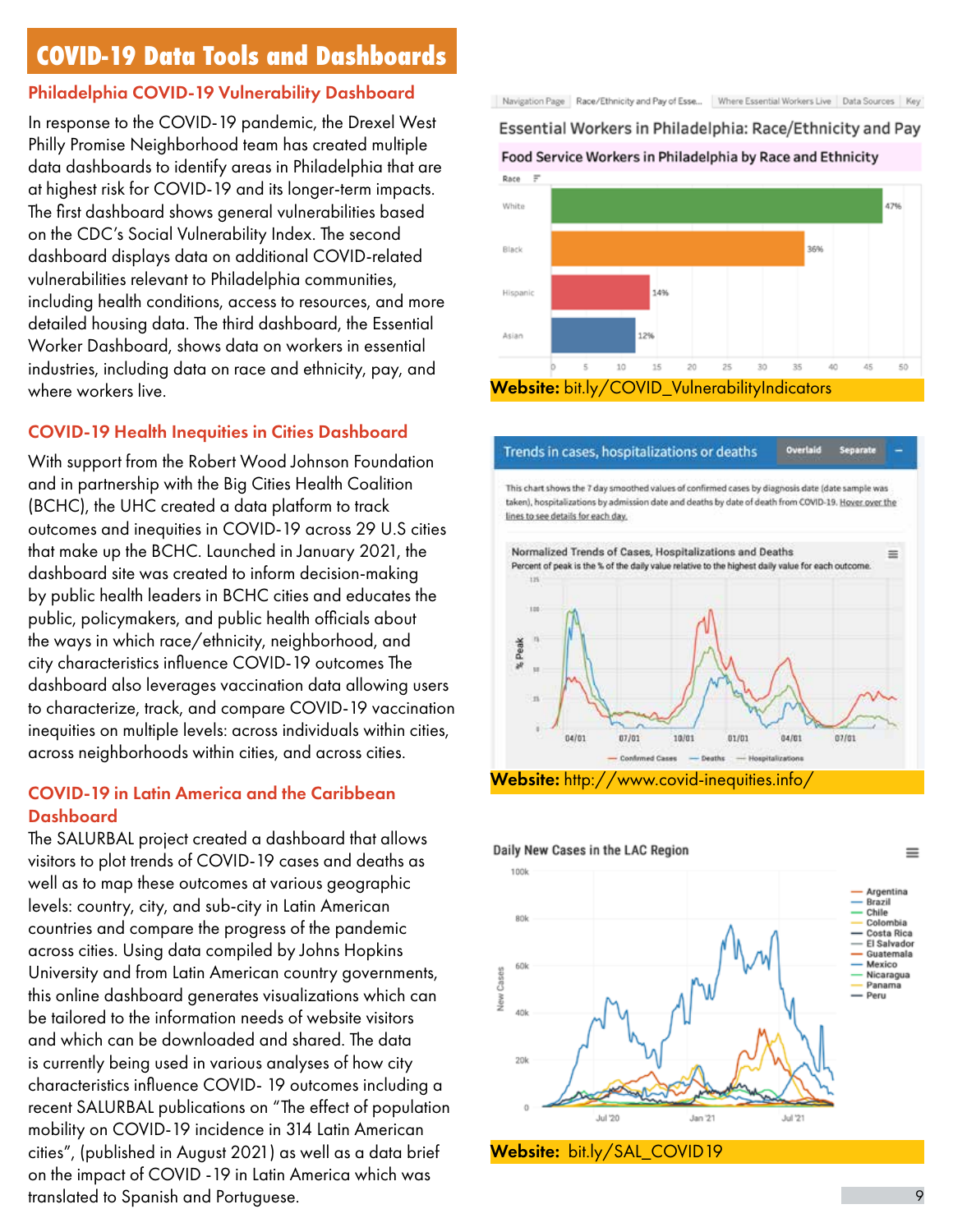# COVID-19 Data Tools and Dashboards

## Philadelphia COVID-19 Vulnerability Dashboard

In response to the COVID-19 pandemic, the Drexel West Philly Promise Neighborhood team has created multiple data dashboards to identify areas in Philadelphia that are at highest risk for COVID-19 and its longer-term impacts. The first dashboard shows general vulnerabilities based on the CDC's Social Vulnerability Index. The second dashboard displays data on additional COVID-related vulnerabilities relevant to Philadelphia communities, including health conditions, access to resources, and more detailed housing data. The third dashboard, the Essential Worker Dashboard, shows data on workers in essential industries, including data on race and ethnicity, pay, and where workers live.

Navigation Page | Race/Ethnicity and Pay of Esse... | Where Essential Workers Live | Data Sources | Key

Essential Workers in Philadelphia: Race/Ethnicity and Pay

Food Service Workers in Philadelphia by Race and Ethnicity

Race

White 47%
Black 36%
Hispanic 14%
Asian 12%

0 5 10 15 20 25 30 35 40 45 50

**Website:** bit.ly/COVID_VulnerabilityIndicators

## COVID-19 Health Inequities in Cities Dashboard

With support from the Robert Wood Johnson Foundation and in partnership with the Big Cities Health Coalition (BCHC), the UHC created a data platform to track outcomes and inequities in COVID-19 across 29 U.S cities that make up the BCHC. Launched in January 2021, the dashboard site was created to inform decision-making by public health leaders in BCHC cities and educates the public, policymakers, and public health officials about the ways in which race/ethnicity, neighborhood, and city characteristics influence COVID-19 outcomes The dashboard also leverages vaccination data allowing users to characterize, track, and compare COVID-19 vaccination inequities on multiple levels: across individuals within cities, across neighborhoods within cities, and across cities.

Trends in cases, hospitalizations or deaths | Overlaid | Separate

This chart shows the 7 day smoothed values of confirmed cases by diagnosis date (date sample was taken), hospitalizations by admission date and deaths by date of death from COVID-19. Hover over the lines to see details for each day.

Normalized Trends of Cases, Hospitalizations and Deaths

Percent of peak is the % of the daily value relative to the highest daily value for each outcome.

% Peak

04/01 07/01 10/01 01/01 04/01 07/01

Confirmed Cases — Deaths — Hospitalizations

**Website:** http://www.covid-inequities.info/

## COVID-19 in Latin America and the Caribbean Dashboard

The SALURBAL project created a dashboard that allows visitors to plot trends of COVID-19 cases and deaths as well as to map these outcomes at various geographic levels: country, city, and sub-city in Latin American countries and compare the progress of the pandemic across cities. Using data compiled by Johns Hopkins University and from Latin American country governments, this online dashboard generates visualizations which can be tailored to the information needs of website visitors and which can be downloaded and shared. The data is currently being used in various analyses of how city characteristics influence COVID- 19 outcomes including a recent SALURBAL publications on "The effect of population mobility on COVID-19 incidence in 314 Latin American cities", (published in August 2021) as well as a data brief on the impact of COVID -19 in Latin America which was translated to Spanish and Portuguese.

Daily New Cases in the LAC Region

New Cases

100k
80k
60k
40k
20k
0

Jul '20 Jan '21 Jul '21

Argentina
Brazil
Chile
Colombia
Costa Rica
El Salvador
Guatemala
Mexico
Nicaragua
Panama
Peru

**Website:** bit.ly/SAL_COVID19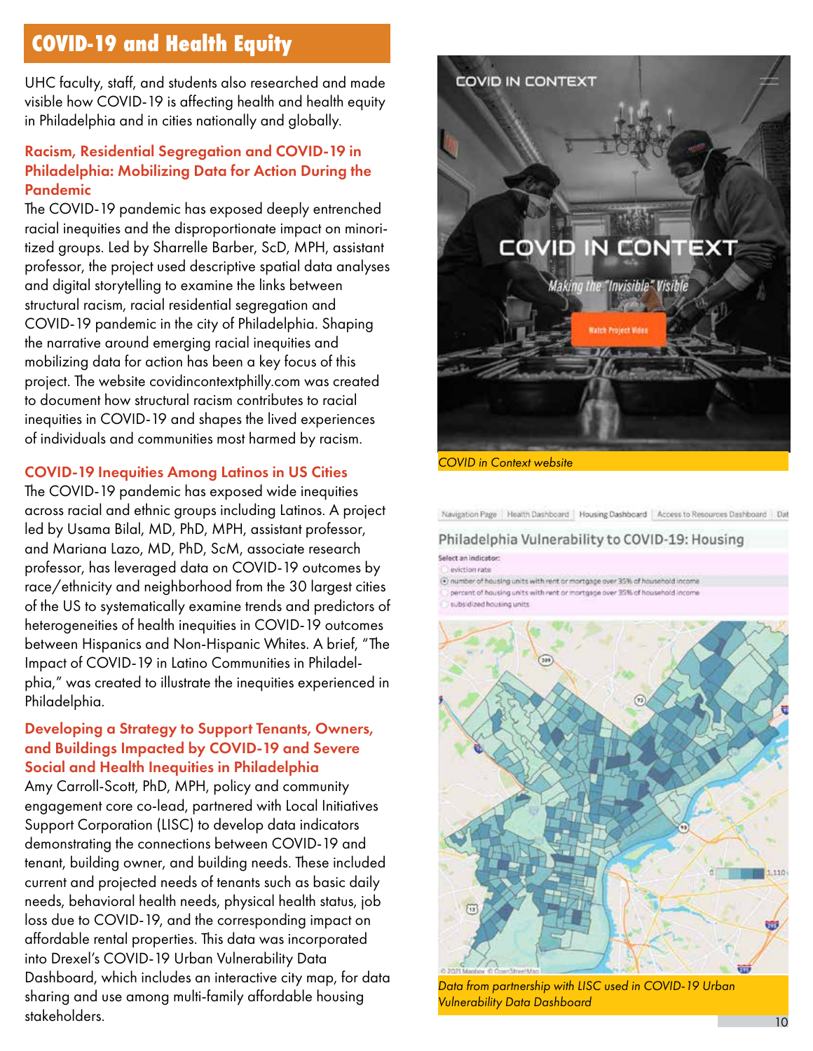## COVID-19 and Health Equity

UHC faculty, staff, and students also researched and made visible how COVID-19 is affecting health and health equity in Philadelphia and in cities nationally and globally.

### Racism, Residential Segregation and COVID-19 in Philadelphia: Mobilizing Data for Action During the Pandemic

The COVID-19 pandemic has exposed deeply entrenched racial inequities and the disproportionate impact on minoritized groups. Led by Sharrelle Barber, ScD, MPH, assistant professor, the project used descriptive spatial data analyses and digital storytelling to examine the links between structural racism, racial residential segregation and COVID-19 pandemic in the city of Philadelphia. Shaping the narrative around emerging racial inequities and mobilizing data for action has been a key focus of this project. The website covidincontextphilly.com was created to document how structural racism contributes to racial inequities in COVID-19 and shapes the lived experiences of individuals and communities most harmed by racism.

### COVID-19 Inequities Among Latinos in US Cities

The COVID-19 pandemic has exposed wide inequities across racial and ethnic groups including Latinos. A project led by Usama Bilal, MD, PhD, MPH, assistant professor, and Mariana Lazo, MD, PhD, ScM, associate research professor, has leveraged data on COVID-19 outcomes by race/ethnicity and neighborhood from the 30 largest cities of the US to systematically examine trends and predictors of heterogeneities of health inequities in COVID-19 outcomes between Hispanics and Non-Hispanic Whites. A brief, "The Impact of COVID-19 in Latino Communities in Philadelphia," was created to illustrate the inequities experienced in Philadelphia.

### Developing a Strategy to Support Tenants, Owners, and Buildings Impacted by COVID-19 and Severe Social and Health Inequities in Philadelphia

Amy Carroll-Scott, PhD, MPH, policy and community engagement core co-lead, partnered with Local Initiatives Support Corporation (LISC) to develop data indicators demonstrating the connections between COVID-19 and tenant, building owner, and building needs. These included current and projected needs of tenants such as basic daily needs, behavioral health needs, physical health status, job loss due to COVID-19, and the corresponding impact on affordable rental properties. This data was incorporated into Drexel's COVID-19 Urban Vulnerability Data Dashboard, which includes an interactive city map, for data sharing and use among multi-family affordable housing stakeholders.

*COVID in Context website*

*Data from partnership with LISC used in COVID-19 Urban Vulnerability Data Dashboard*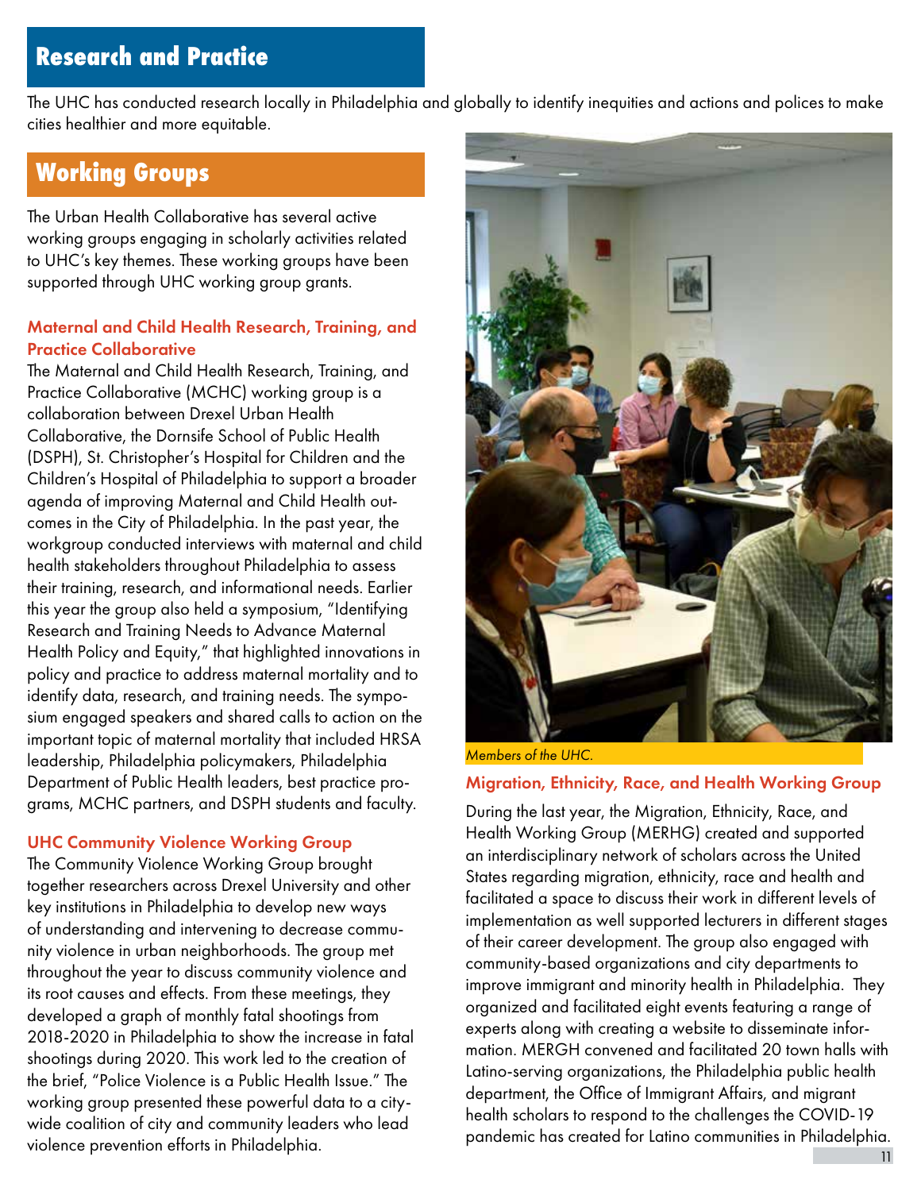## Research and Practice

The UHC has conducted research locally in Philadelphia and globally to identify inequities and actions and polices to make cities healthier and more equitable.

## Working Groups

The Urban Health Collaborative has several active working groups engaging in scholarly activities related to UHC's key themes. These working groups have been supported through UHC working group grants.

### Maternal and Child Health Research, Training, and Practice Collaborative

The Maternal and Child Health Research, Training, and Practice Collaborative (MCHC) working group is a collaboration between Drexel Urban Health Collaborative, the Dornsife School of Public Health (DSPH), St. Christopher's Hospital for Children and the Children's Hospital of Philadelphia to support a broader agenda of improving Maternal and Child Health outcomes in the City of Philadelphia. In the past year, the workgroup conducted interviews with maternal and child health stakeholders throughout Philadelphia to assess their training, research, and informational needs. Earlier this year the group also held a symposium, "Identifying Research and Training Needs to Advance Maternal Health Policy and Equity," that highlighted innovations in policy and practice to address maternal mortality and to identify data, research, and training needs. The symposium engaged speakers and shared calls to action on the important topic of maternal mortality that included HRSA leadership, Philadelphia policymakers, Philadelphia Department of Public Health leaders, best practice programs, MCHC partners, and DSPH students and faculty.

### UHC Community Violence Working Group

The Community Violence Working Group brought together researchers across Drexel University and other key institutions in Philadelphia to develop new ways of understanding and intervening to decrease community violence in urban neighborhoods. The group met throughout the year to discuss community violence and its root causes and effects. From these meetings, they developed a graph of monthly fatal shootings from 2018-2020 in Philadelphia to show the increase in fatal shootings during 2020. This work led to the creation of the brief, "Police Violence is a Public Health Issue." The working group presented these powerful data to a citywide coalition of city and community leaders who lead violence prevention efforts in Philadelphia.

*Members of the UHC.*

### Migration, Ethnicity, Race, and Health Working Group

During the last year, the Migration, Ethnicity, Race, and Health Working Group (MERHG) created and supported an interdisciplinary network of scholars across the United States regarding migration, ethnicity, race and health and facilitated a space to discuss their work in different levels of implementation as well supported lecturers in different stages of their career development. The group also engaged with community-based organizations and city departments to improve immigrant and minority health in Philadelphia. They organized and facilitated eight events featuring a range of experts along with creating a website to disseminate information. MERGH convened and facilitated 20 town halls with Latino-serving organizations, the Philadelphia public health department, the Office of Immigrant Affairs, and migrant health scholars to respond to the challenges the COVID-19 pandemic has created for Latino communities in Philadelphia.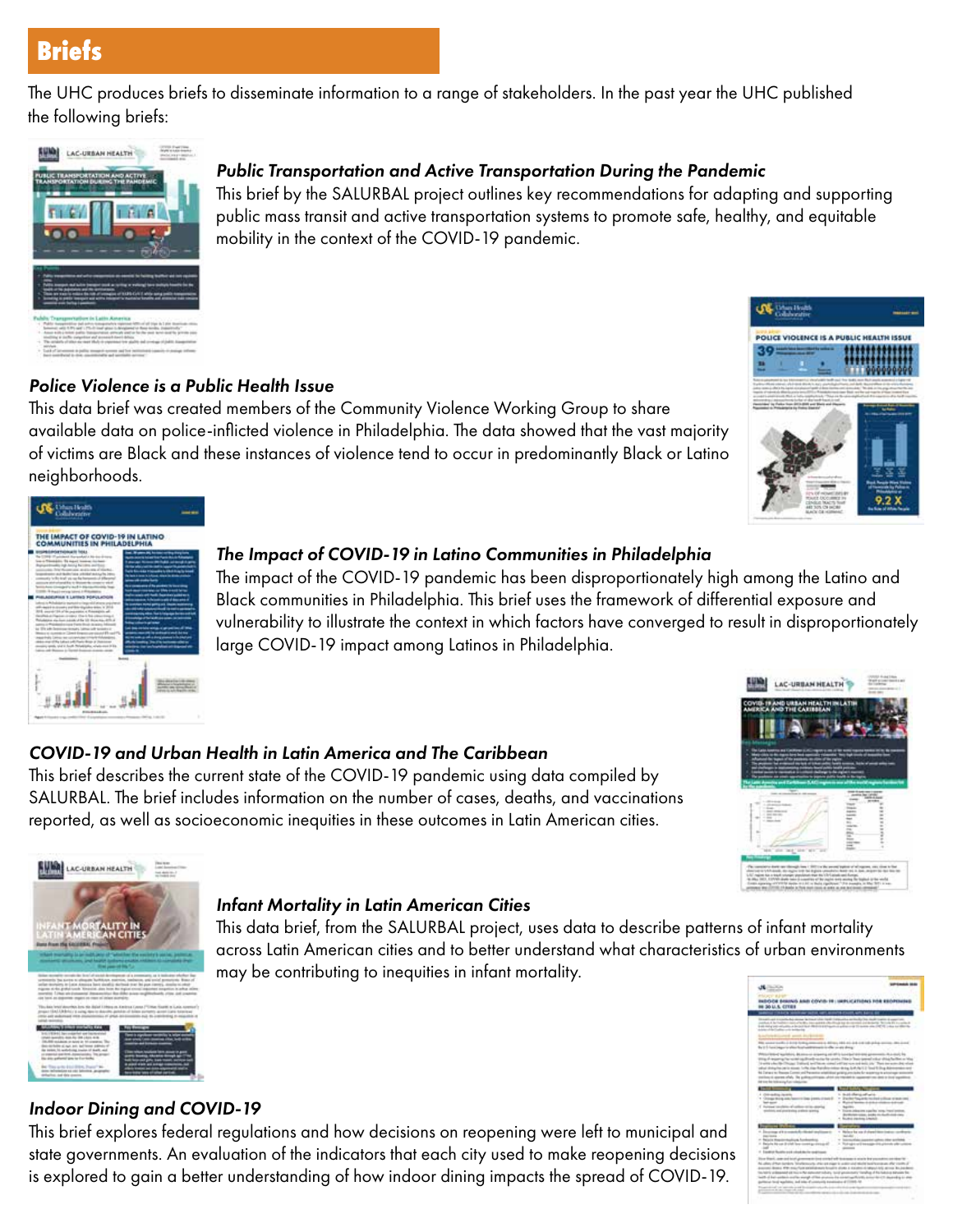# Briefs

The UHC produces briefs to disseminate information to a range of stakeholders. In the past year the UHC published the following briefs:

### *Public Transportation and Active Transportation During the Pandemic*

This brief by the SALURBAL project outlines key recommendations for adapting and supporting public mass transit and active transportation systems to promote safe, healthy, and equitable mobility in the context of the COVID-19 pandemic.

### *Police Violence is a Public Health Issue*

This data brief was created members of the Community Violence Working Group to share available data on police-inflicted violence in Philadelphia. The data showed that the vast majority of victims are Black and these instances of violence tend to occur in predominantly Black or Latino neighborhoods.

### *The Impact of COVID-19 in Latino Communities in Philadelphia*

The impact of the COVID-19 pandemic has been disproportionately high among the Latino and Black communities in Philadelphia. This brief uses the framework of differential exposure and vulnerability to illustrate the context in which factors have converged to result in disproportionately large COVID-19 impact among Latinos in Philadelphia.

### *COVID-19 and Urban Health in Latin America and The Caribbean*

This brief describes the current state of the COVID-19 pandemic using data compiled by SALURBAL. The brief includes information on the number of cases, deaths, and vaccinations reported, as well as socioeconomic inequities in these outcomes in Latin American cities.

### *Infant Mortality in Latin American Cities*

This data brief, from the SALURBAL project, uses data to describe patterns of infant mortality across Latin American cities and to better understand what characteristics of urban environments may be contributing to inequities in infant mortality.

### *Indoor Dining and COVID-19*

This brief explores federal regulations and how decisions on reopening were left to municipal and state governments. An evaluation of the indicators that each city used to make reopening decisions is explored to gain a better understanding of how indoor dining impacts the spread of COVID-19.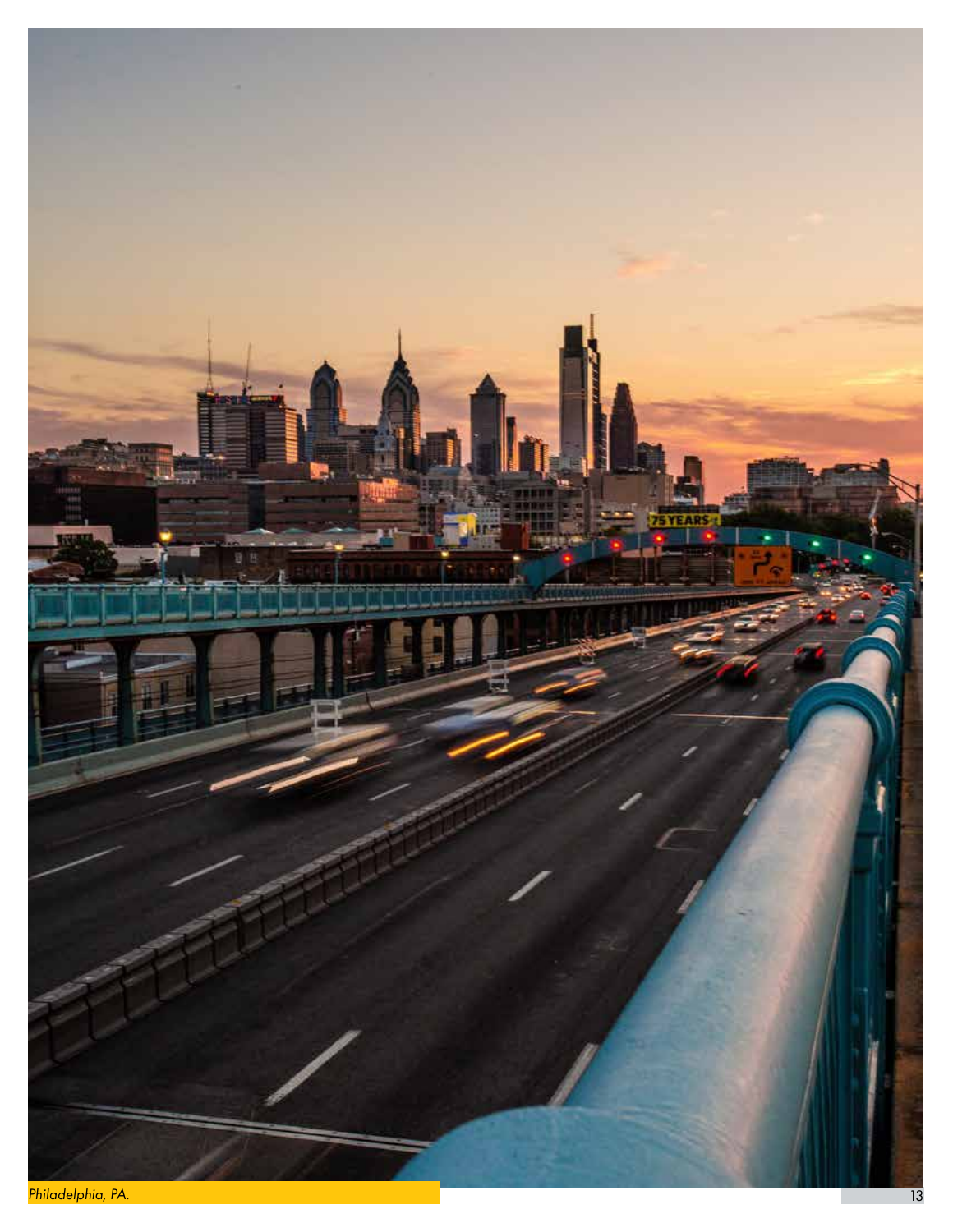*Philadelphia, PA.*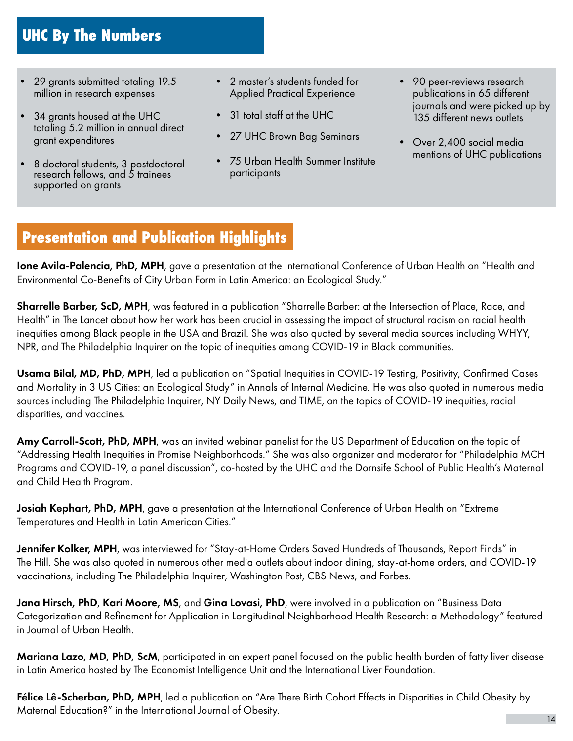## UHC By The Numbers

- 29 grants submitted totaling 19.5 million in research expenses
- 34 grants housed at the UHC totaling 5.2 million in annual direct grant expenditures
- 8 doctoral students, 3 postdoctoral research fellows, and 5 trainees supported on grants
- 2 master's students funded for Applied Practical Experience
- 31 total staff at the UHC
- 27 UHC Brown Bag Seminars
- 75 Urban Health Summer Institute participants
- 90 peer-reviews research publications in 65 different journals and were picked up by 135 different news outlets
- Over 2,400 social media mentions of UHC publications

## Presentation and Publication Highlights

**Ione Avila-Palencia, PhD, MPH**, gave a presentation at the International Conference of Urban Health on "Health and Environmental Co-Benefits of City Urban Form in Latin America: an Ecological Study."

**Sharrelle Barber, ScD, MPH**, was featured in a publication "Sharrelle Barber: at the Intersection of Place, Race, and Health" in The Lancet about how her work has been crucial in assessing the impact of structural racism on racial health inequities among Black people in the USA and Brazil. She was also quoted by several media sources including WHYY, NPR, and The Philadelphia Inquirer on the topic of inequities among COVID-19 in Black communities.

**Usama Bilal, MD, PhD, MPH**, led a publication on "Spatial Inequities in COVID-19 Testing, Positivity, Confirmed Cases and Mortality in 3 US Cities: an Ecological Study" in Annals of Internal Medicine. He was also quoted in numerous media sources including The Philadelphia Inquirer, NY Daily News, and TIME, on the topics of COVID-19 inequities, racial disparities, and vaccines.

**Amy Carroll-Scott, PhD, MPH**, was an invited webinar panelist for the US Department of Education on the topic of "Addressing Health Inequities in Promise Neighborhoods." She was also organizer and moderator for "Philadelphia MCH Programs and COVID-19, a panel discussion", co-hosted by the UHC and the Dornsife School of Public Health's Maternal and Child Health Program.

**Josiah Kephart, PhD, MPH**, gave a presentation at the International Conference of Urban Health on "Extreme Temperatures and Health in Latin American Cities."

**Jennifer Kolker, MPH**, was interviewed for "Stay-at-Home Orders Saved Hundreds of Thousands, Report Finds" in The Hill. She was also quoted in numerous other media outlets about indoor dining, stay-at-home orders, and COVID-19 vaccinations, including The Philadelphia Inquirer, Washington Post, CBS News, and Forbes.

**Jana Hirsch, PhD**, **Kari Moore, MS**, and **Gina Lovasi, PhD**, were involved in a publication on "Business Data Categorization and Refinement for Application in Longitudinal Neighborhood Health Research: a Methodology" featured in Journal of Urban Health.

**Mariana Lazo, MD, PhD, ScM**, participated in an expert panel focused on the public health burden of fatty liver disease in Latin America hosted by The Economist Intelligence Unit and the International Liver Foundation.

**Félice Lê-Scherban, PhD, MPH**, led a publication on "Are There Birth Cohort Effects in Disparities in Child Obesity by Maternal Education?" in the International Journal of Obesity.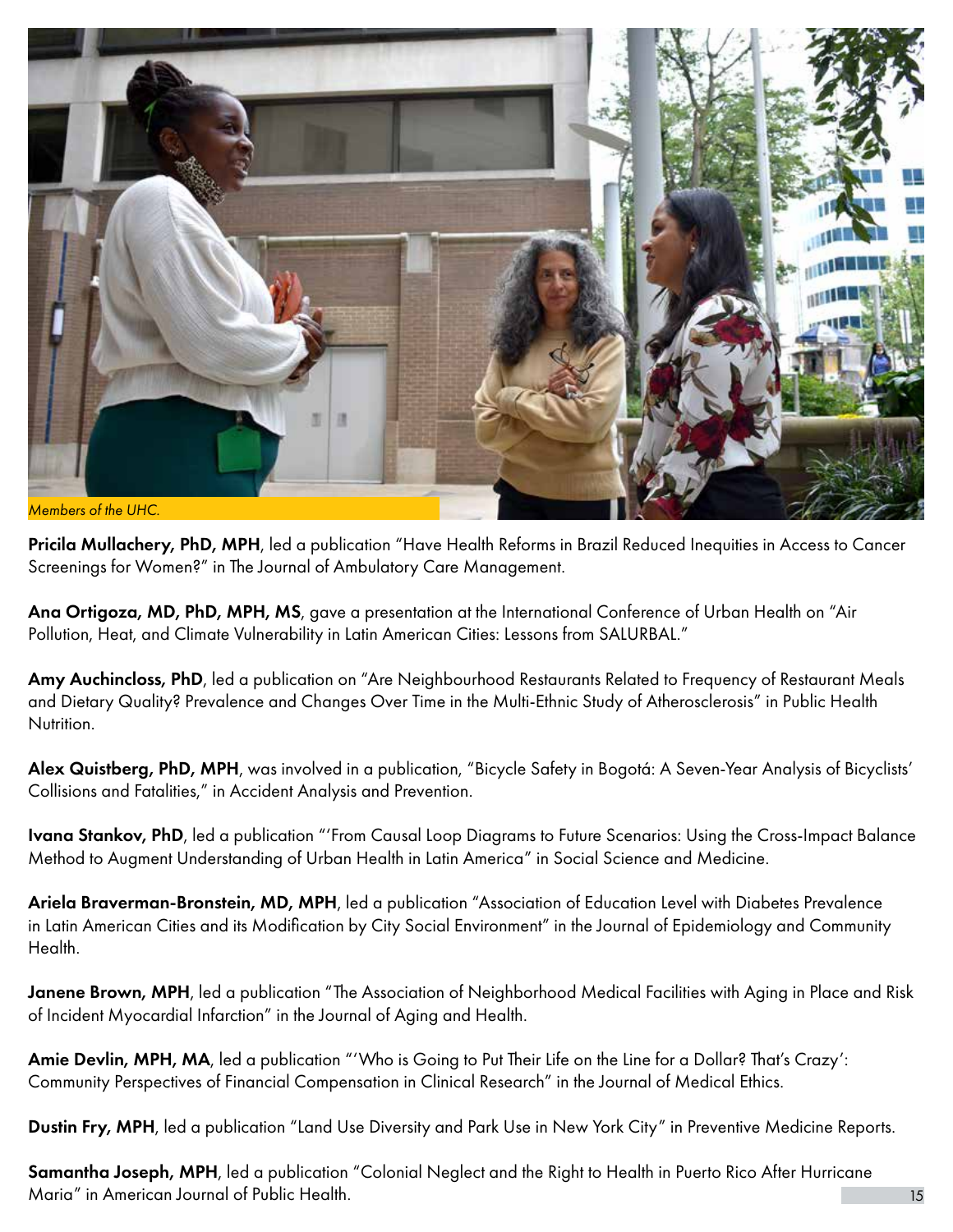*Members of the UHC.*

**Pricila Mullachery, PhD, MPH**, led a publication "Have Health Reforms in Brazil Reduced Inequities in Access to Cancer Screenings for Women?" in The Journal of Ambulatory Care Management.

**Ana Ortigoza, MD, PhD, MPH, MS**, gave a presentation at the International Conference of Urban Health on "Air Pollution, Heat, and Climate Vulnerability in Latin American Cities: Lessons from SALURBAL."

**Amy Auchincloss, PhD**, led a publication on "Are Neighbourhood Restaurants Related to Frequency of Restaurant Meals and Dietary Quality? Prevalence and Changes Over Time in the Multi-Ethnic Study of Atherosclerosis" in Public Health Nutrition.

**Alex Quistberg, PhD, MPH**, was involved in a publication, "Bicycle Safety in Bogotá: A Seven-Year Analysis of Bicyclists' Collisions and Fatalities," in Accident Analysis and Prevention.

**Ivana Stankov, PhD**, led a publication "'From Causal Loop Diagrams to Future Scenarios: Using the Cross-Impact Balance Method to Augment Understanding of Urban Health in Latin America" in Social Science and Medicine.

**Ariela Braverman-Bronstein, MD, MPH**, led a publication "Association of Education Level with Diabetes Prevalence in Latin American Cities and its Modification by City Social Environment" in the Journal of Epidemiology and Community Health.

**Janene Brown, MPH**, led a publication "The Association of Neighborhood Medical Facilities with Aging in Place and Risk of Incident Myocardial Infarction" in the Journal of Aging and Health.

**Amie Devlin, MPH, MA**, led a publication "'Who is Going to Put Their Life on the Line for a Dollar? That's Crazy': Community Perspectives of Financial Compensation in Clinical Research" in the Journal of Medical Ethics.

**Dustin Fry, MPH**, led a publication "Land Use Diversity and Park Use in New York City" in Preventive Medicine Reports.

**Samantha Joseph, MPH**, led a publication "Colonial Neglect and the Right to Health in Puerto Rico After Hurricane Maria" in American Journal of Public Health.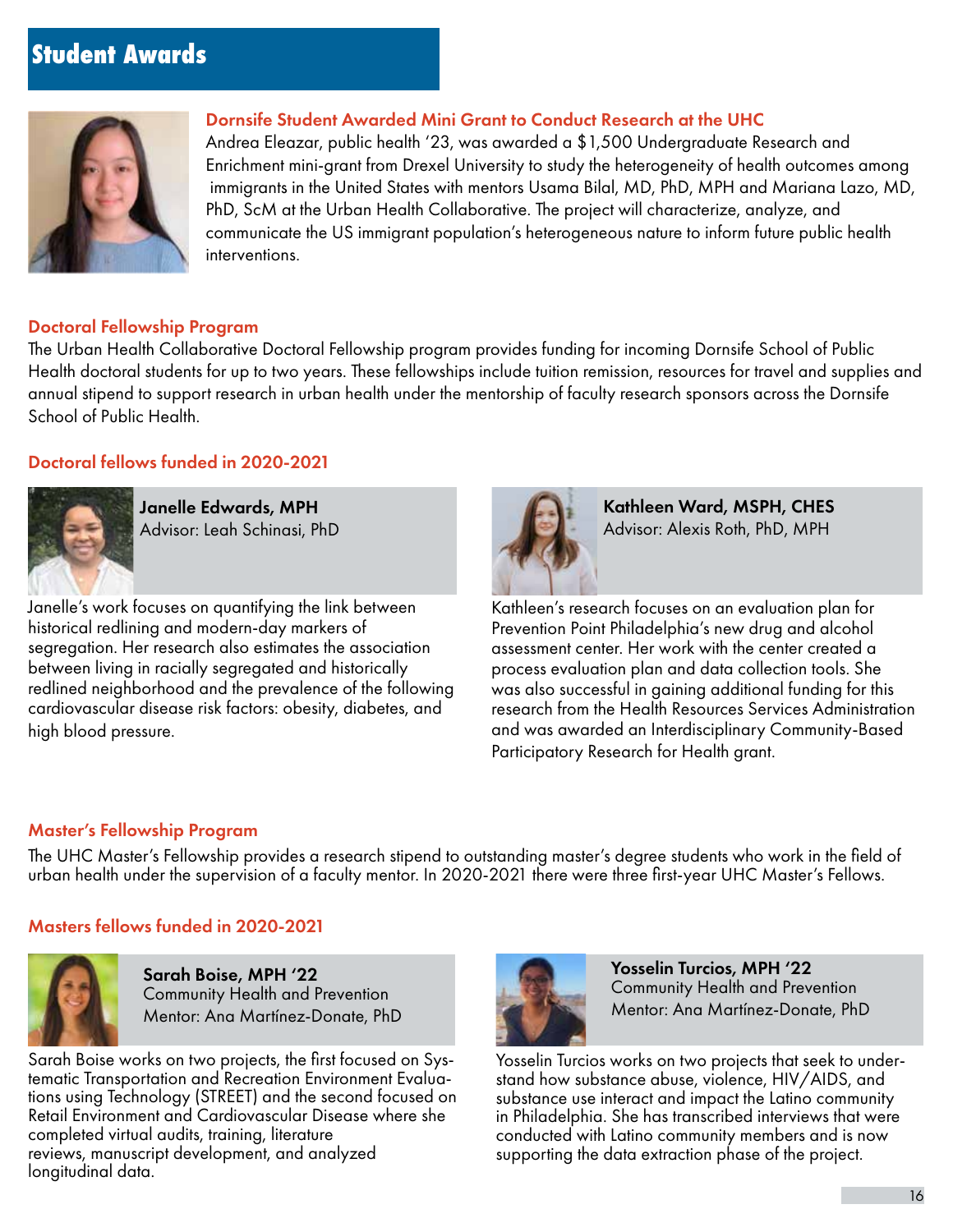# Student Awards

### Dornsife Student Awarded Mini Grant to Conduct Research at the UHC

Andrea Eleazar, public health '23, was awarded a $1,500 Undergraduate Research and Enrichment mini-grant from Drexel University to study the heterogeneity of health outcomes among immigrants in the United States with mentors Usama Bilal, MD, PhD, MPH and Mariana Lazo, MD, PhD, ScM at the Urban Health Collaborative. The project will characterize, analyze, and communicate the US immigrant population's heterogeneous nature to inform future public health interventions.

### Doctoral Fellowship Program

The Urban Health Collaborative Doctoral Fellowship program provides funding for incoming Dornsife School of Public Health doctoral students for up to two years. These fellowships include tuition remission, resources for travel and supplies and annual stipend to support research in urban health under the mentorship of faculty research sponsors across the Dornsife School of Public Health.

### Doctoral fellows funded in 2020-2021

**Janelle Edwards, MPH**
Advisor: Leah Schinasi, PhD

Janelle's work focuses on quantifying the link between historical redlining and modern-day markers of segregation. Her research also estimates the association between living in racially segregated and historically redlined neighborhood and the prevalence of the following cardiovascular disease risk factors: obesity, diabetes, and high blood pressure.

**Kathleen Ward, MSPH, CHES**
Advisor: Alexis Roth, PhD, MPH

Kathleen's research focuses on an evaluation plan for Prevention Point Philadelphia's new drug and alcohol assessment center. Her work with the center created a process evaluation plan and data collection tools. She was also successful in gaining additional funding for this research from the Health Resources Services Administration and was awarded an Interdisciplinary Community-Based Participatory Research for Health grant.

### Master's Fellowship Program

The UHC Master's Fellowship provides a research stipend to outstanding master's degree students who work in the field of urban health under the supervision of a faculty mentor. In 2020-2021 there were three first-year UHC Master's Fellows.

### Masters fellows funded in 2020-2021

**Sarah Boise, MPH '22**
Community Health and Prevention
Mentor: Ana Martínez-Donate, PhD

Sarah Boise works on two projects, the first focused on Systematic Transportation and Recreation Environment Evaluations using Technology (STREET) and the second focused on Retail Environment and Cardiovascular Disease where she completed virtual audits, training, literature reviews, manuscript development, and analyzed longitudinal data.

**Yosselin Turcios, MPH '22**
Community Health and Prevention
Mentor: Ana Martínez-Donate, PhD

Yosselin Turcios works on two projects that seek to understand how substance abuse, violence, HIV/AIDS, and substance use interact and impact the Latino community in Philadelphia. She has transcribed interviews that were conducted with Latino community members and is now supporting the data extraction phase of the project.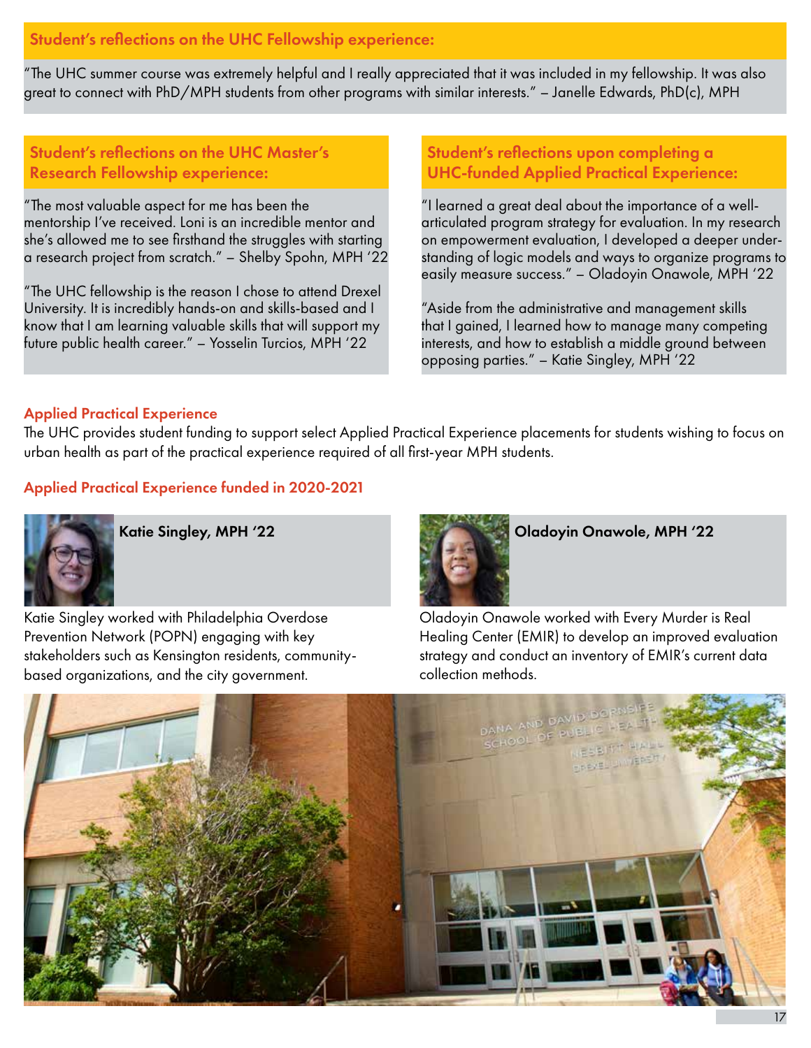### Student's reflections on the UHC Fellowship experience:

"The UHC summer course was extremely helpful and I really appreciated that it was included in my fellowship. It was also great to connect with PhD/MPH students from other programs with similar interests." – Janelle Edwards, PhD(c), MPH

### Student's reflections on the UHC Master's Research Fellowship experience:

"The most valuable aspect for me has been the mentorship I've received. Loni is an incredible mentor and she's allowed me to see firsthand the struggles with starting a research project from scratch." – Shelby Spohn, MPH '22

"The UHC fellowship is the reason I chose to attend Drexel University. It is incredibly hands-on and skills-based and I know that I am learning valuable skills that will support my future public health career." – Yosselin Turcios, MPH '22

### Student's reflections upon completing a UHC-funded Applied Practical Experience:

"I learned a great deal about the importance of a well-articulated program strategy for evaluation. In my research on empowerment evaluation, I developed a deeper understanding of logic models and ways to organize programs to easily measure success." – Oladoyin Onawole, MPH '22

"Aside from the administrative and management skills that I gained, I learned how to manage many competing interests, and how to establish a middle ground between opposing parties." – Katie Singley, MPH '22

## Applied Practical Experience

The UHC provides student funding to support select Applied Practical Experience placements for students wishing to focus on urban health as part of the practical experience required of all first-year MPH students.

## Applied Practical Experience funded in 2020-2021

**Katie Singley, MPH '22**

Katie Singley worked with Philadelphia Overdose Prevention Network (POPN) engaging with key stakeholders such as Kensington residents, community-based organizations, and the city government.

**Oladoyin Onawole, MPH '22**

Oladoyin Onawole worked with Every Murder is Real Healing Center (EMIR) to develop an improved evaluation strategy and conduct an inventory of EMIR's current data collection methods.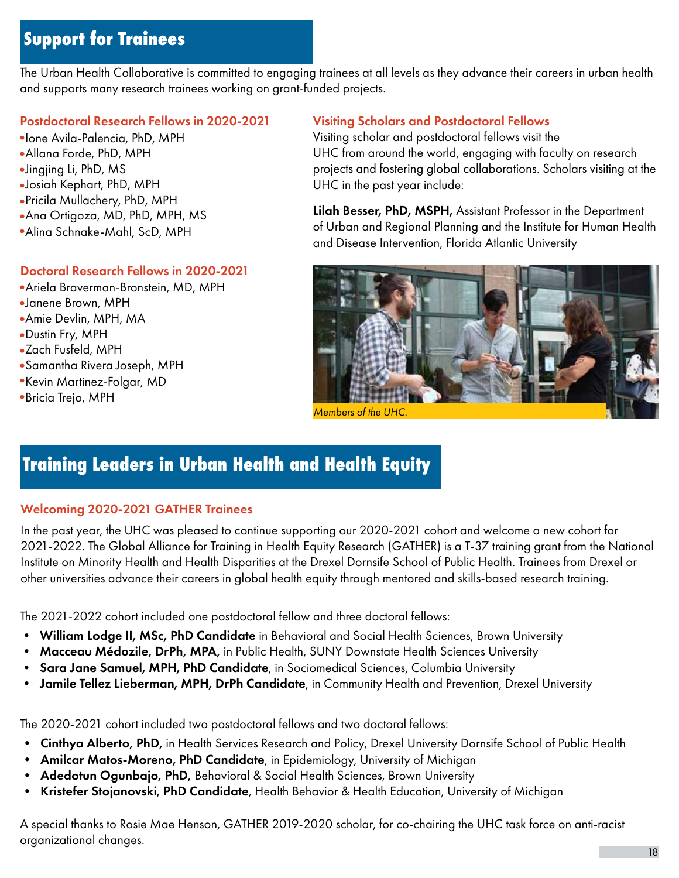## Support for Trainees

The Urban Health Collaborative is committed to engaging trainees at all levels as they advance their careers in urban health and supports many research trainees working on grant-funded projects.

### Postdoctoral Research Fellows in 2020-2021

- Ione Avila-Palencia, PhD, MPH
- Allana Forde, PhD, MPH
- Jingjing Li, PhD, MS
- Josiah Kephart, PhD, MPH
- Pricila Mullachery, PhD, MPH
- Ana Ortigoza, MD, PhD, MPH, MS
- Alina Schnake-Mahl, ScD, MPH

### Doctoral Research Fellows in 2020-2021

- Ariela Braverman-Bronstein, MD, MPH
- Janene Brown, MPH
- Amie Devlin, MPH, MA
- Dustin Fry, MPH
- Zach Fusfeld, MPH
- Samantha Rivera Joseph, MPH
- Kevin Martinez-Folgar, MD
- Bricia Trejo, MPH

### Visiting Scholars and Postdoctoral Fellows

Visiting scholar and postdoctoral fellows visit the UHC from around the world, engaging with faculty on research projects and fostering global collaborations. Scholars visiting at the UHC in the past year include:

**Lilah Besser, PhD, MSPH,** Assistant Professor in the Department of Urban and Regional Planning and the Institute for Human Health and Disease Intervention, Florida Atlantic University

*Members of the UHC.*

## Training Leaders in Urban Health and Health Equity

### Welcoming 2020-2021 GATHER Trainees

In the past year, the UHC was pleased to continue supporting our 2020-2021 cohort and welcome a new cohort for 2021-2022. The Global Alliance for Training in Health Equity Research (GATHER) is a T-37 training grant from the National Institute on Minority Health and Health Disparities at the Drexel Dornsife School of Public Health. Trainees from Drexel or other universities advance their careers in global health equity through mentored and skills-based research training.

The 2021-2022 cohort included one postdoctoral fellow and three doctoral fellows:

- **William Lodge II, MSc, PhD Candidate** in Behavioral and Social Health Sciences, Brown University
- **Macceau Médozile, DrPh, MPA,** in Public Health, SUNY Downstate Health Sciences University
- **Sara Jane Samuel, MPH, PhD Candidate**, in Sociomedical Sciences, Columbia University
- **Jamile Tellez Lieberman, MPH, DrPh Candidate**, in Community Health and Prevention, Drexel University

The 2020-2021 cohort included two postdoctoral fellows and two doctoral fellows:

- **Cinthya Alberto, PhD,** in Health Services Research and Policy, Drexel University Dornsife School of Public Health
- **Amilcar Matos-Moreno, PhD Candidate**, in Epidemiology, University of Michigan
- **Adedotun Ogunbajo, PhD,** Behavioral & Social Health Sciences, Brown University
- **Kristefer Stojanovski, PhD Candidate**, Health Behavior & Health Education, University of Michigan

A special thanks to Rosie Mae Henson, GATHER 2019-2020 scholar, for co-chairing the UHC task force on anti-racist organizational changes.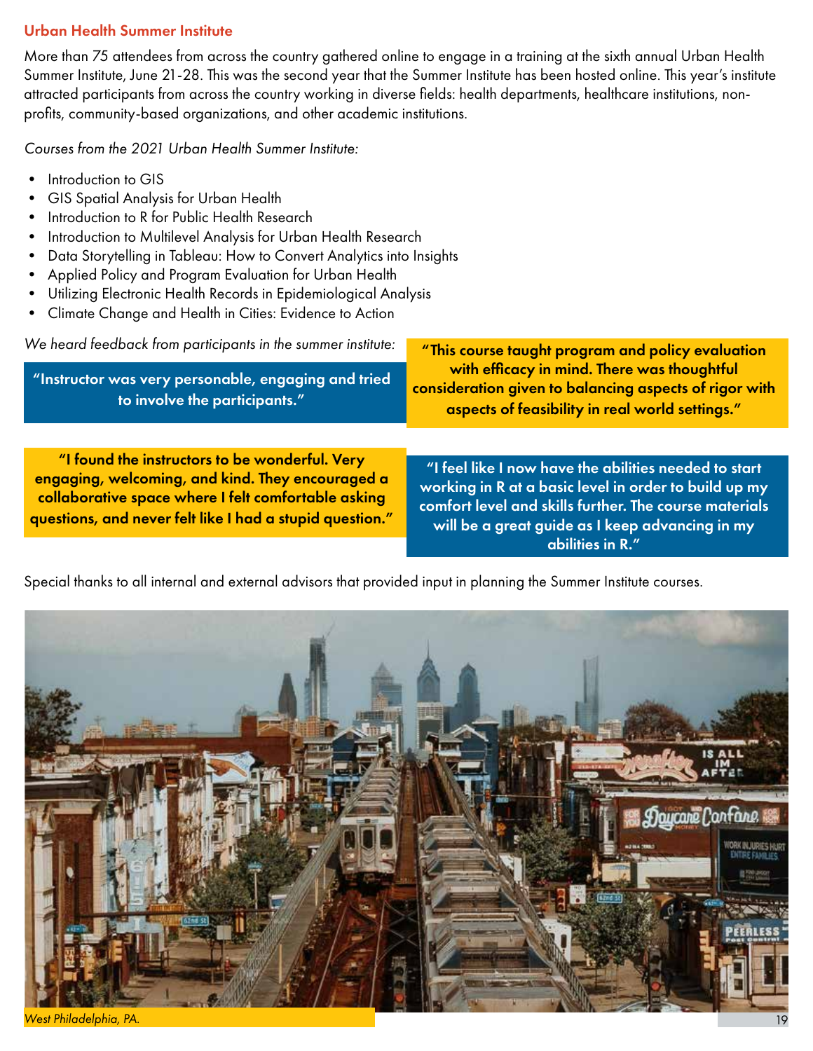## Urban Health Summer Institute

More than 75 attendees from across the country gathered online to engage in a training at the sixth annual Urban Health Summer Institute, June 21-28. This was the second year that the Summer Institute has been hosted online. This year's institute attracted participants from across the country working in diverse fields: health departments, healthcare institutions, non-profits, community-based organizations, and other academic institutions.

*Courses from the 2021 Urban Health Summer Institute:*

- Introduction to GIS
- GIS Spatial Analysis for Urban Health
- Introduction to R for Public Health Research
- Introduction to Multilevel Analysis for Urban Health Research
- Data Storytelling in Tableau: How to Convert Analytics into Insights
- Applied Policy and Program Evaluation for Urban Health
- Utilizing Electronic Health Records in Epidemiological Analysis
- Climate Change and Health in Cities: Evidence to Action

*We heard feedback from participants in the summer institute:*

**"Instructor was very personable, engaging and tried to involve the participants."**

**"This course taught program and policy evaluation with efficacy in mind. There was thoughtful consideration given to balancing aspects of rigor with aspects of feasibility in real world settings."**

**"I found the instructors to be wonderful. Very engaging, welcoming, and kind. They encouraged a collaborative space where I felt comfortable asking questions, and never felt like I had a stupid question."**

**"I feel like I now have the abilities needed to start working in R at a basic level in order to build up my comfort level and skills further. The course materials will be a great guide as I keep advancing in my abilities in R."**

Special thanks to all internal and external advisors that provided input in planning the Summer Institute courses.

*West Philadelphia, PA.*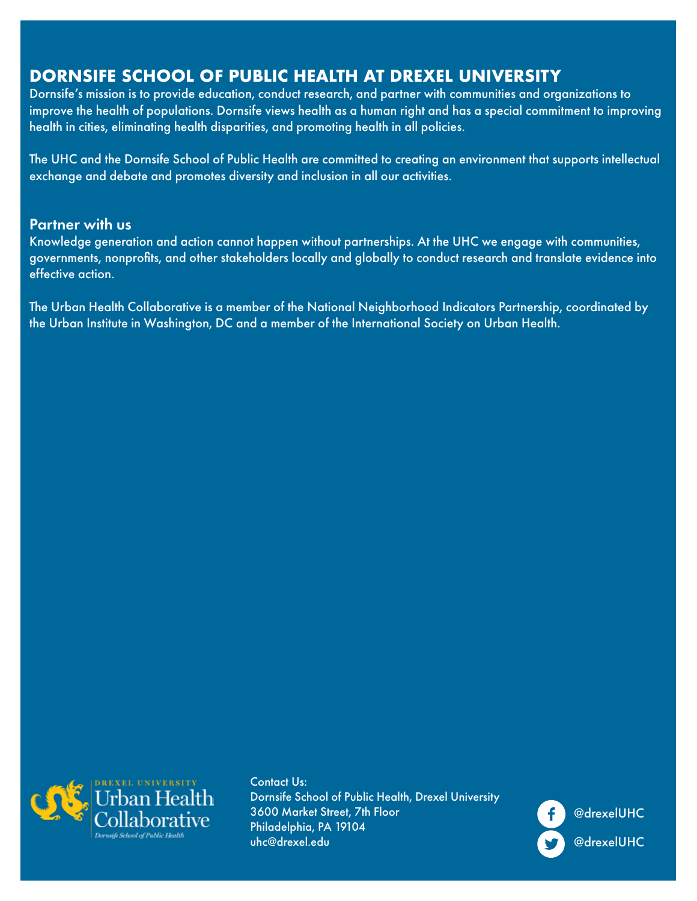## DORNSIFE SCHOOL OF PUBLIC HEALTH AT DREXEL UNIVERSITY

Dornsife's mission is to provide education, conduct research, and partner with communities and organizations to improve the health of populations. Dornsife views health as a human right and has a special commitment to improving health in cities, eliminating health disparities, and promoting health in all policies.

The UHC and the Dornsife School of Public Health are committed to creating an environment that supports intellectual exchange and debate and promotes diversity and inclusion in all our activities.

### Partner with us

Knowledge generation and action cannot happen without partnerships. At the UHC we engage with communities, governments, nonprofits, and other stakeholders locally and globally to conduct research and translate evidence into effective action.

The Urban Health Collaborative is a member of the National Neighborhood Indicators Partnership, coordinated by the Urban Institute in Washington, DC and a member of the International Society on Urban Health.

DREXEL UNIVERSITY
Urban Health Collaborative
Dornsife School of Public Health

Contact Us:
Dornsife School of Public Health, Drexel University
3600 Market Street, 7th Floor
Philadelphia, PA 19104
uhc@drexel.edu

@drexelUHC

@drexelUHC